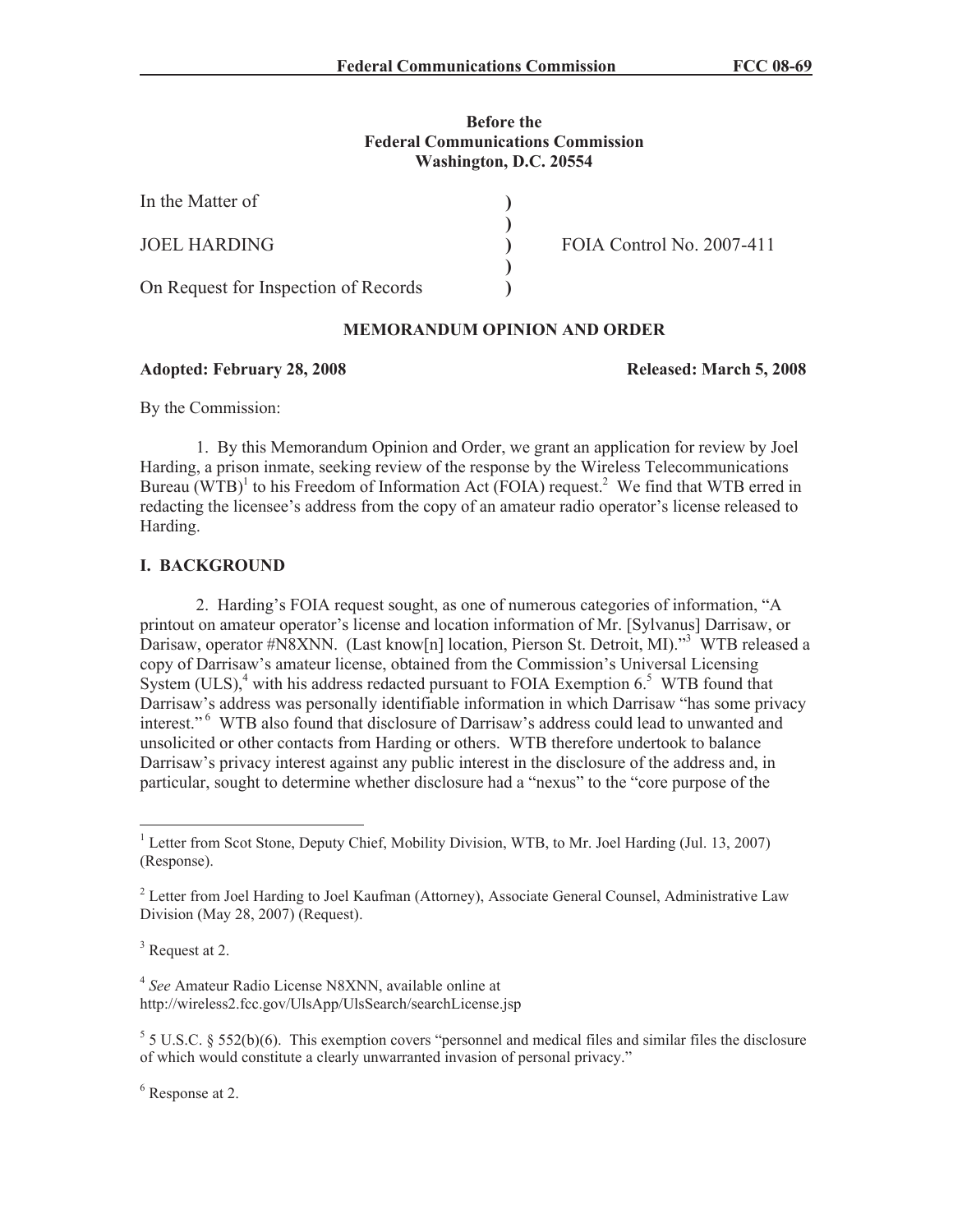**Before the**
**Federal Communications Commission**
**Washington, D.C. 20554**

| | | |
|---|---|---|
| In the Matter of | ) | |
| | ) | |
| JOEL HARDING | ) | FOIA Control No. 2007-411 |
| | ) | |
| On Request for Inspection of Records | ) | |

**MEMORANDUM OPINION AND ORDER**

**Adopted: February 28, 2008** **Released: March 5, 2008**

By the Commission:

1. By this Memorandum Opinion and Order, we grant an application for review by Joel Harding, a prison inmate, seeking review of the response by the Wireless Telecommunications Bureau (WTB)[1] to his Freedom of Information Act (FOIA) request.[2] We find that WTB erred in redacting the licensee's address from the copy of an amateur radio operator's license released to Harding.

## I. BACKGROUND

2. Harding's FOIA request sought, as one of numerous categories of information, "A printout on amateur operator's license and location information of Mr. [Sylvanus] Darrisaw, or Darisaw, operator #N8XNN. (Last know[n] location, Pierson St. Detroit, MI)."[3] WTB released a copy of Darrisaw's amateur license, obtained from the Commission's Universal Licensing System (ULS),[4] with his address redacted pursuant to FOIA Exemption 6.[5] WTB found that Darrisaw's address was personally identifiable information in which Darrisaw "has some privacy interest."[6] WTB also found that disclosure of Darrisaw's address could lead to unwanted and unsolicited or other contacts from Harding or others. WTB therefore undertook to balance Darrisaw's privacy interest against any public interest in the disclosure of the address and, in particular, sought to determine whether disclosure had a "nexus" to the "core purpose of the

---

[1] Letter from Scot Stone, Deputy Chief, Mobility Division, WTB, to Mr. Joel Harding (Jul. 13, 2007) (Response).

[2] Letter from Joel Harding to Joel Kaufman (Attorney), Associate General Counsel, Administrative Law Division (May 28, 2007) (Request).

[3] Request at 2.

[4] *See* Amateur Radio License N8XNN, available online at http://wireless2.fcc.gov/UlsApp/UlsSearch/searchLicense.jsp

[5] 5 U.S.C. § 552(b)(6). This exemption covers "personnel and medical files and similar files the disclosure of which would constitute a clearly unwarranted invasion of personal privacy."

[6] Response at 2.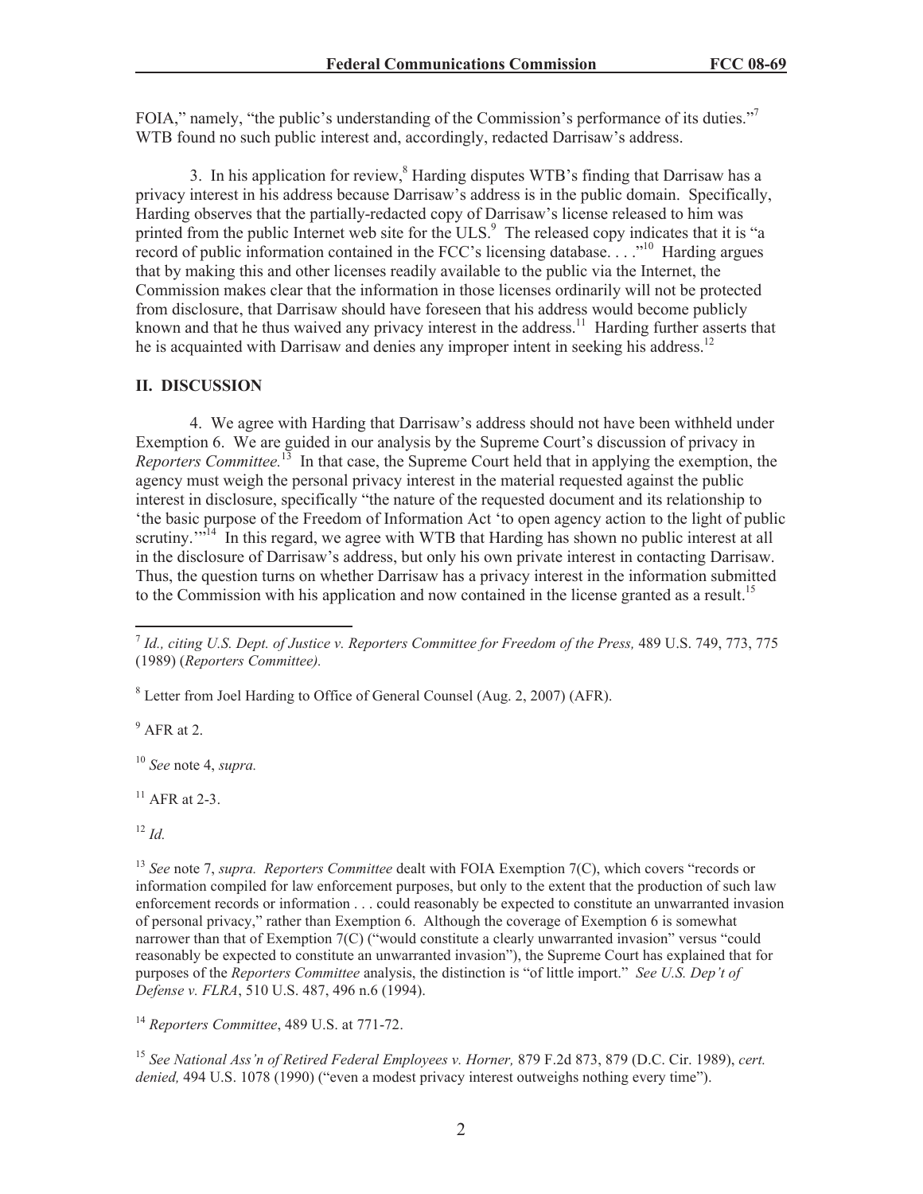FOIA," namely, "the public's understanding of the Commission's performance of its duties."[7] WTB found no such public interest and, accordingly, redacted Darrisaw's address.

3. In his application for review,[8] Harding disputes WTB's finding that Darrisaw has a privacy interest in his address because Darrisaw's address is in the public domain. Specifically, Harding observes that the partially-redacted copy of Darrisaw's license released to him was printed from the public Internet web site for the ULS.[9] The released copy indicates that it is "a record of public information contained in the FCC's licensing database. . . ."[10] Harding argues that by making this and other licenses readily available to the public via the Internet, the Commission makes clear that the information in those licenses ordinarily will not be protected from disclosure, that Darrisaw should have foreseen that his address would become publicly known and that he thus waived any privacy interest in the address.[11] Harding further asserts that he is acquainted with Darrisaw and denies any improper intent in seeking his address.[12]

## II. DISCUSSION

4. We agree with Harding that Darrisaw's address should not have been withheld under Exemption 6. We are guided in our analysis by the Supreme Court's discussion of privacy in *Reporters Committee.*[13] In that case, the Supreme Court held that in applying the exemption, the agency must weigh the personal privacy interest in the material requested against the public interest in disclosure, specifically "the nature of the requested document and its relationship to 'the basic purpose of the Freedom of Information Act 'to open agency action to the light of public scrutiny.'"[14] In this regard, we agree with WTB that Harding has shown no public interest at all in the disclosure of Darrisaw's address, but only his own private interest in contacting Darrisaw. Thus, the question turns on whether Darrisaw has a privacy interest in the information submitted to the Commission with his application and now contained in the license granted as a result.[15]

---

[7] *Id., citing U.S. Dept. of Justice v. Reporters Committee for Freedom of the Press,* 489 U.S. 749, 773, 775 (1989) (*Reporters Committee).*

[8] Letter from Joel Harding to Office of General Counsel (Aug. 2, 2007) (AFR).

[9] AFR at 2.

[10] *See* note 4, *supra.*

[11] AFR at 2-3.

[12] *Id.*

[13] *See* note 7, *supra. Reporters Committee* dealt with FOIA Exemption 7(C), which covers "records or information compiled for law enforcement purposes, but only to the extent that the production of such law enforcement records or information . . . could reasonably be expected to constitute an unwarranted invasion of personal privacy," rather than Exemption 6. Although the coverage of Exemption 6 is somewhat narrower than that of Exemption 7(C) ("would constitute a clearly unwarranted invasion" versus "could reasonably be expected to constitute an unwarranted invasion"), the Supreme Court has explained that for purposes of the *Reporters Committee* analysis, the distinction is "of little import." *See U.S. Dep't of Defense v. FLRA*, 510 U.S. 487, 496 n.6 (1994).

[14] *Reporters Committee*, 489 U.S. at 771-72.

[15] *See National Ass'n of Retired Federal Employees v. Horner,* 879 F.2d 873, 879 (D.C. Cir. 1989), *cert. denied,* 494 U.S. 1078 (1990) ("even a modest privacy interest outweighs nothing every time").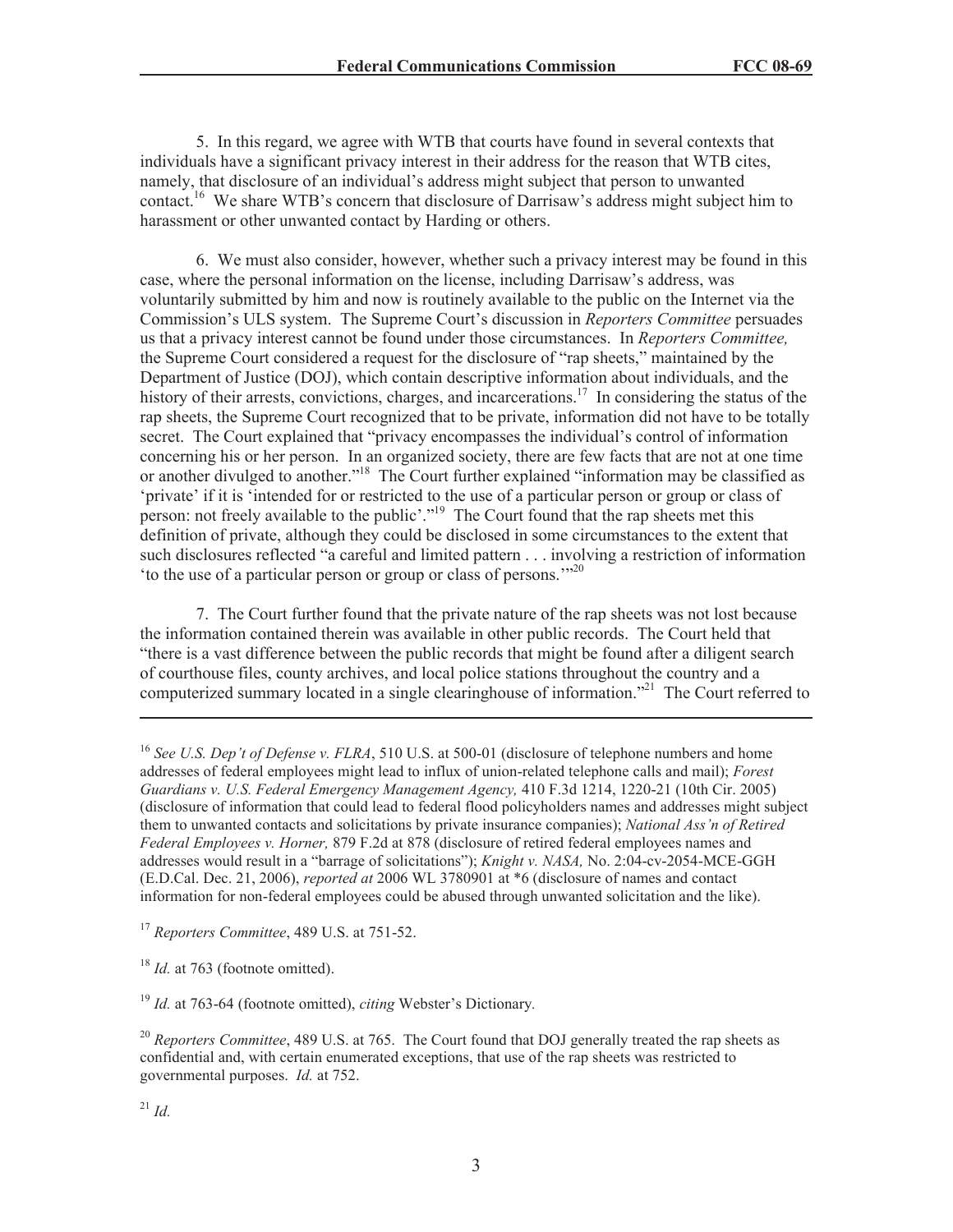5. In this regard, we agree with WTB that courts have found in several contexts that individuals have a significant privacy interest in their address for the reason that WTB cites, namely, that disclosure of an individual's address might subject that person to unwanted contact.[16] We share WTB's concern that disclosure of Darrisaw's address might subject him to harassment or other unwanted contact by Harding or others.

6. We must also consider, however, whether such a privacy interest may be found in this case, where the personal information on the license, including Darrisaw's address, was voluntarily submitted by him and now is routinely available to the public on the Internet via the Commission's ULS system. The Supreme Court's discussion in *Reporters Committee* persuades us that a privacy interest cannot be found under those circumstances. In *Reporters Committee,* the Supreme Court considered a request for the disclosure of "rap sheets," maintained by the Department of Justice (DOJ), which contain descriptive information about individuals, and the history of their arrests, convictions, charges, and incarcerations.[17] In considering the status of the rap sheets, the Supreme Court recognized that to be private, information did not have to be totally secret. The Court explained that "privacy encompasses the individual's control of information concerning his or her person. In an organized society, there are few facts that are not at one time or another divulged to another."[18] The Court further explained "information may be classified as 'private' if it is 'intended for or restricted to the use of a particular person or group or class of person: not freely available to the public'."[19] The Court found that the rap sheets met this definition of private, although they could be disclosed in some circumstances to the extent that such disclosures reflected "a careful and limited pattern . . . involving a restriction of information 'to the use of a particular person or group or class of persons.'"[20]

7. The Court further found that the private nature of the rap sheets was not lost because the information contained therein was available in other public records. The Court held that "there is a vast difference between the public records that might be found after a diligent search of courthouse files, county archives, and local police stations throughout the country and a computerized summary located in a single clearinghouse of information."[21] The Court referred to

---

[16] *See U.S. Dep't of Defense v. FLRA*, 510 U.S. at 500-01 (disclosure of telephone numbers and home addresses of federal employees might lead to influx of union-related telephone calls and mail); *Forest Guardians v. U.S. Federal Emergency Management Agency,* 410 F.3d 1214, 1220-21 (10th Cir. 2005) (disclosure of information that could lead to federal flood policyholders names and addresses might subject them to unwanted contacts and solicitations by private insurance companies); *National Ass'n of Retired Federal Employees v. Horner,* 879 F.2d at 878 (disclosure of retired federal employees names and addresses would result in a "barrage of solicitations"); *Knight v. NASA,* No. 2:04-cv-2054-MCE-GGH (E.D.Cal. Dec. 21, 2006), *reported at* 2006 WL 3780901 at *6 (disclosure of names and contact information for non-federal employees could be abused through unwanted solicitation and the like).

[17] *Reporters Committee*, 489 U.S. at 751-52.

[18] *Id.* at 763 (footnote omitted).

[19] *Id.* at 763-64 (footnote omitted), *citing* Webster's Dictionary.

[20] *Reporters Committee*, 489 U.S. at 765. The Court found that DOJ generally treated the rap sheets as confidential and, with certain enumerated exceptions, that use of the rap sheets was restricted to governmental purposes. *Id.* at 752.

[21] *Id.*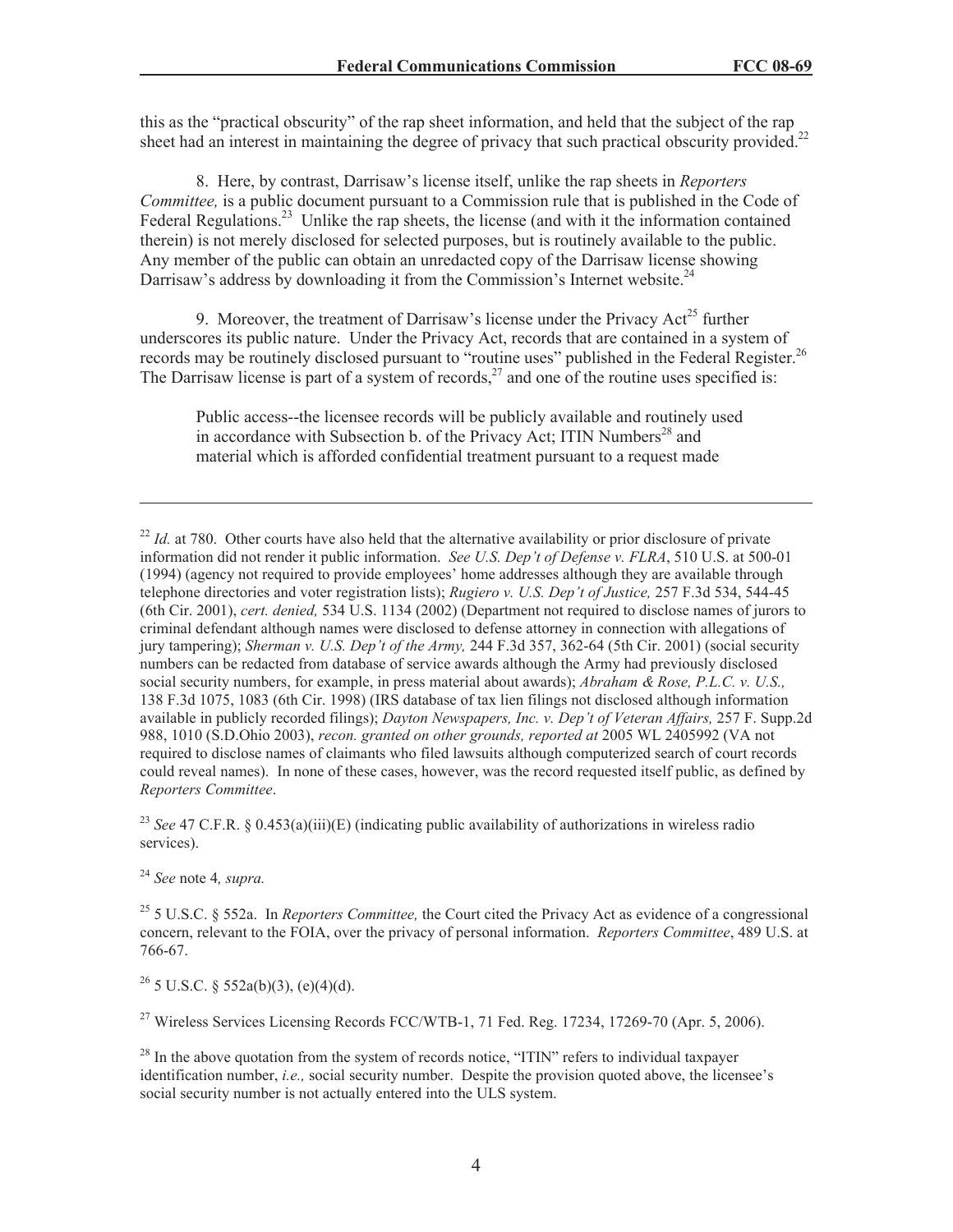this as the "practical obscurity" of the rap sheet information, and held that the subject of the rap sheet had an interest in maintaining the degree of privacy that such practical obscurity provided.[22]

8. Here, by contrast, Darrisaw's license itself, unlike the rap sheets in *Reporters Committee,* is a public document pursuant to a Commission rule that is published in the Code of Federal Regulations.[23] Unlike the rap sheets, the license (and with it the information contained therein) is not merely disclosed for selected purposes, but is routinely available to the public. Any member of the public can obtain an unredacted copy of the Darrisaw license showing Darrisaw's address by downloading it from the Commission's Internet website.[24]

9. Moreover, the treatment of Darrisaw's license under the Privacy Act[25] further underscores its public nature. Under the Privacy Act, records that are contained in a system of records may be routinely disclosed pursuant to "routine uses" published in the Federal Register.[26] The Darrisaw license is part of a system of records,[27] and one of the routine uses specified is:

> Public access--the licensee records will be publicly available and routinely used in accordance with Subsection b. of the Privacy Act; ITIN Numbers[28] and material which is afforded confidential treatment pursuant to a request made

---

[22] *Id.* at 780. Other courts have also held that the alternative availability or prior disclosure of private information did not render it public information. *See U.S. Dep't of Defense v. FLRA*, 510 U.S. at 500-01 (1994) (agency not required to provide employees' home addresses although they are available through telephone directories and voter registration lists); *Rugiero v. U.S. Dep't of Justice,* 257 F.3d 534, 544-45 (6th Cir. 2001), *cert. denied,* 534 U.S. 1134 (2002) (Department not required to disclose names of jurors to criminal defendant although names were disclosed to defense attorney in connection with allegations of jury tampering); *Sherman v. U.S. Dep't of the Army,* 244 F.3d 357, 362-64 (5th Cir. 2001) (social security numbers can be redacted from database of service awards although the Army had previously disclosed social security numbers, for example, in press material about awards); *Abraham & Rose, P.L.C. v. U.S.,* 138 F.3d 1075, 1083 (6th Cir. 1998) (IRS database of tax lien filings not disclosed although information available in publicly recorded filings); *Dayton Newspapers, Inc. v. Dep't of Veteran Affairs,* 257 F. Supp.2d 988, 1010 (S.D.Ohio 2003), *recon. granted on other grounds, reported at* 2005 WL 2405992 (VA not required to disclose names of claimants who filed lawsuits although computerized search of court records could reveal names). In none of these cases, however, was the record requested itself public, as defined by *Reporters Committee*.

[23] *See* 47 C.F.R. § 0.453(a)(iii)(E) (indicating public availability of authorizations in wireless radio services).

[24] *See* note 4*, supra.*

[25] 5 U.S.C. § 552a. In *Reporters Committee,* the Court cited the Privacy Act as evidence of a congressional concern, relevant to the FOIA, over the privacy of personal information. *Reporters Committee*, 489 U.S. at 766-67.

[26] 5 U.S.C. § 552a(b)(3), (e)(4)(d).

[27] Wireless Services Licensing Records FCC/WTB-1, 71 Fed. Reg. 17234, 17269-70 (Apr. 5, 2006).

[28] In the above quotation from the system of records notice, "ITIN" refers to individual taxpayer identification number, *i.e.,* social security number. Despite the provision quoted above, the licensee's social security number is not actually entered into the ULS system.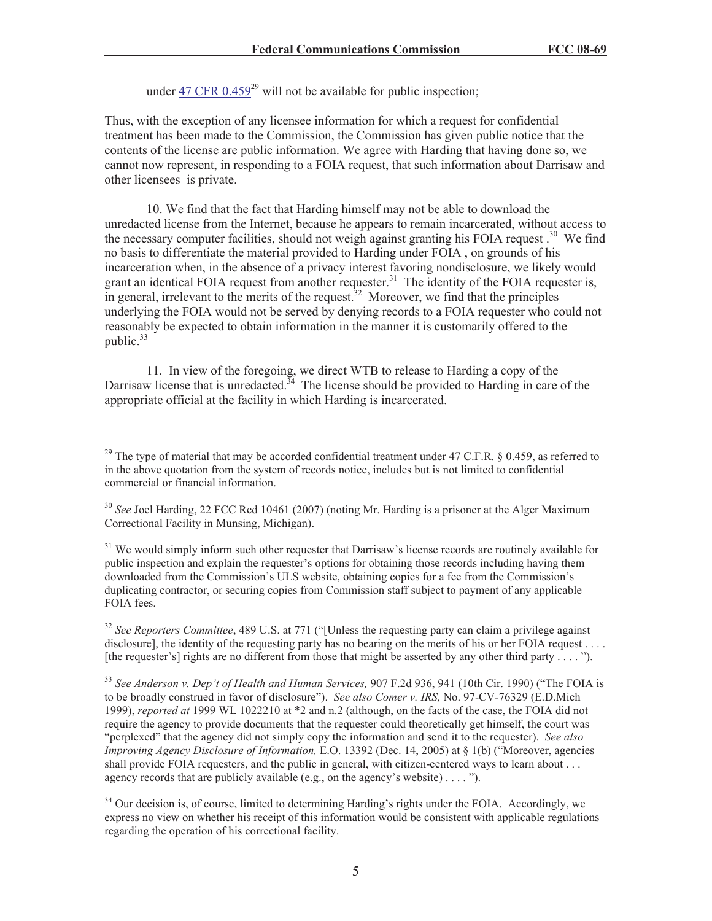under [47 CFR 0.459][29] will not be available for public inspection;

Thus, with the exception of any licensee information for which a request for confidential treatment has been made to the Commission, the Commission has given public notice that the contents of the license are public information. We agree with Harding that having done so, we cannot now represent, in responding to a FOIA request, that such information about Darrisaw and other licensees is private.

10. We find that the fact that Harding himself may not be able to download the unredacted license from the Internet, because he appears to remain incarcerated, without access to the necessary computer facilities, should not weigh against granting his FOIA request .[30] We find no basis to differentiate the material provided to Harding under FOIA , on grounds of his incarceration when, in the absence of a privacy interest favoring nondisclosure, we likely would grant an identical FOIA request from another requester.[31] The identity of the FOIA requester is, in general, irrelevant to the merits of the request.[32] Moreover, we find that the principles underlying the FOIA would not be served by denying records to a FOIA requester who could not reasonably be expected to obtain information in the manner it is customarily offered to the public.[33]

11. In view of the foregoing, we direct WTB to release to Harding a copy of the Darrisaw license that is unredacted.[34] The license should be provided to Harding in care of the appropriate official at the facility in which Harding is incarcerated.

---

[29] The type of material that may be accorded confidential treatment under 47 C.F.R. § 0.459, as referred to in the above quotation from the system of records notice, includes but is not limited to confidential commercial or financial information.

[30] *See* Joel Harding, 22 FCC Rcd 10461 (2007) (noting Mr. Harding is a prisoner at the Alger Maximum Correctional Facility in Munsing, Michigan).

[31] We would simply inform such other requester that Darrisaw's license records are routinely available for public inspection and explain the requester's options for obtaining those records including having them downloaded from the Commission's ULS website, obtaining copies for a fee from the Commission's duplicating contractor, or securing copies from Commission staff subject to payment of any applicable FOIA fees.

[32] *See Reporters Committee*, 489 U.S. at 771 ("[Unless the requesting party can claim a privilege against disclosure], the identity of the requesting party has no bearing on the merits of his or her FOIA request . . . . [the requester's] rights are no different from those that might be asserted by any other third party . . . . ").

[33] *See Anderson v. Dep't of Health and Human Services,* 907 F.2d 936, 941 (10th Cir. 1990) ("The FOIA is to be broadly construed in favor of disclosure"). *See also Comer v. IRS,* No. 97-CV-76329 (E.D.Mich 1999), *reported at* 1999 WL 1022210 at *2 and n.2 (although, on the facts of the case, the FOIA did not require the agency to provide documents that the requester could theoretically get himself, the court was "perplexed" that the agency did not simply copy the information and send it to the requester). *See also Improving Agency Disclosure of Information,* E.O. 13392 (Dec. 14, 2005) at § 1(b) ("Moreover, agencies shall provide FOIA requesters, and the public in general, with citizen-centered ways to learn about . . . agency records that are publicly available (e.g., on the agency's website) . . . . ").

[34] Our decision is, of course, limited to determining Harding's rights under the FOIA. Accordingly, we express no view on whether his receipt of this information would be consistent with applicable regulations regarding the operation of his correctional facility.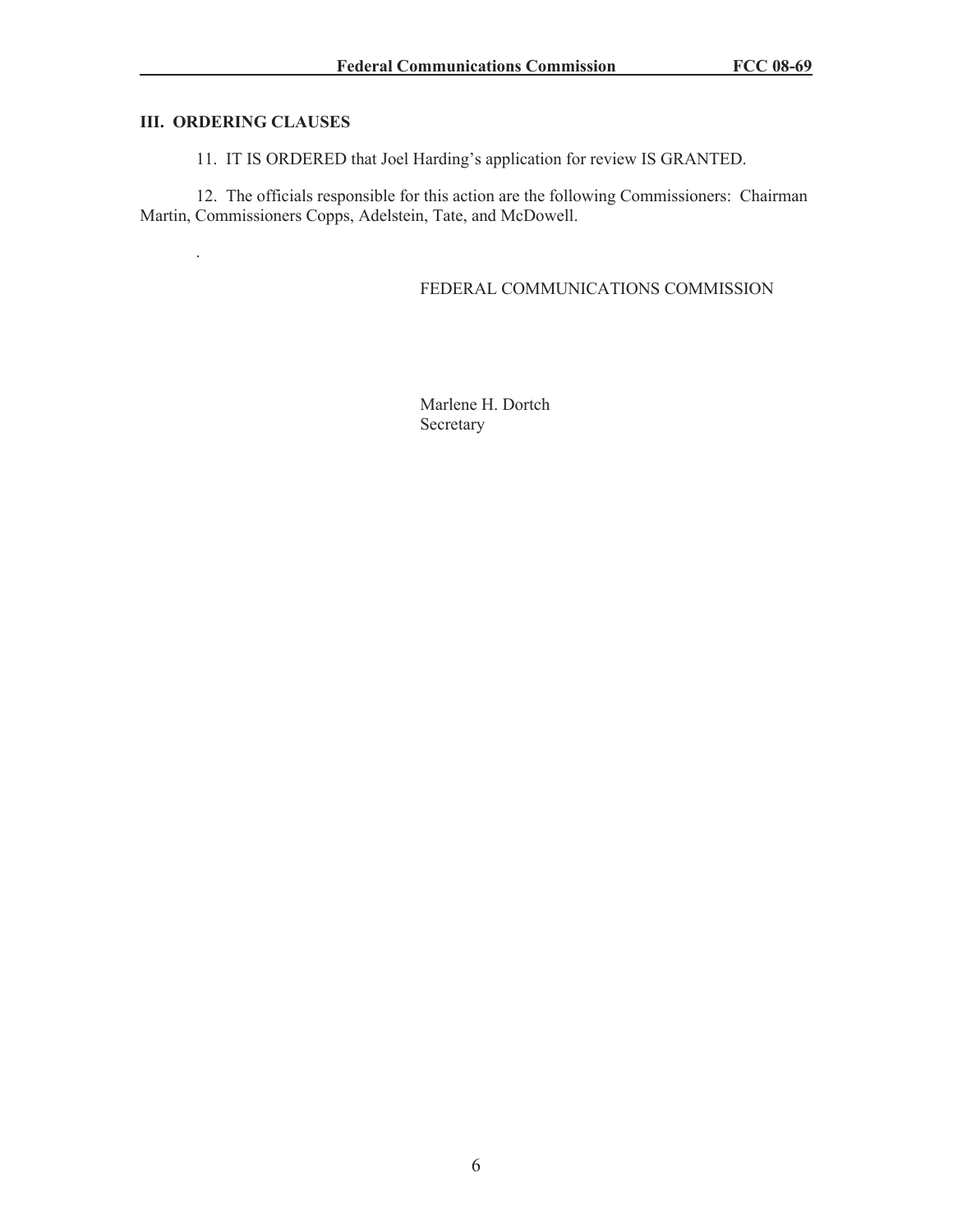## III. ORDERING CLAUSES

11. IT IS ORDERED that Joel Harding's application for review IS GRANTED.

12. The officials responsible for this action are the following Commissioners: Chairman Martin, Commissioners Copps, Adelstein, Tate, and McDowell.

.

FEDERAL COMMUNICATIONS COMMISSION

Marlene H. Dortch
Secretary